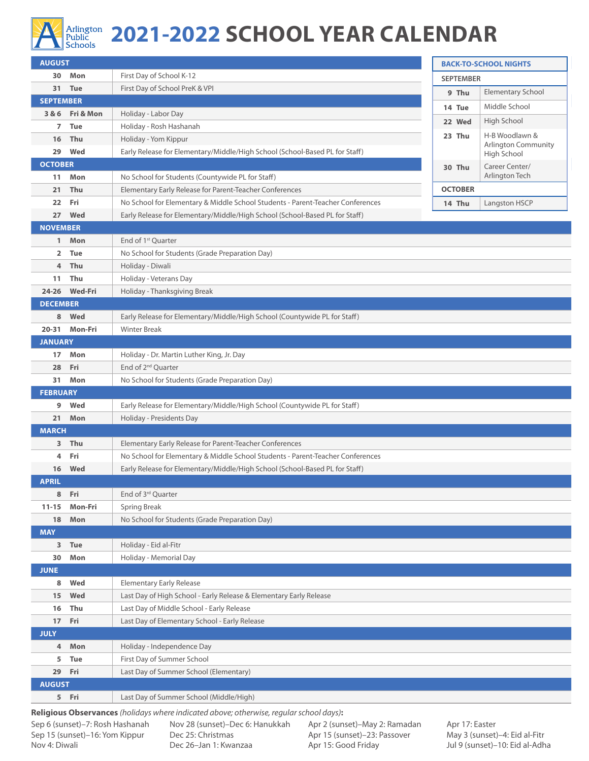Arlington Public Schools

# 2021-2022 SCHOOL YEAR CALENDAR

| Date | Day | Event |
|---|---|---|
| **AUGUST** | | |
| 30 | Mon | First Day of School K-12 |
| 31 | Tue | First Day of School PreK & VPI |
| **SEPTEMBER** | | |
| 3 & 6 | Fri & Mon | Holiday - Labor Day |
| 7 | Tue | Holiday - Rosh Hashanah |
| 16 | Thu | Holiday - Yom Kippur |
| 29 | Wed | Early Release for Elementary/Middle/High School (School-Based PL for Staff) |
| **OCTOBER** | | |
| 11 | Mon | No School for Students (Countywide PL for Staff) |
| 21 | Thu | Elementary Early Release for Parent-Teacher Conferences |
| 22 | Fri | No School for Elementary & Middle School Students - Parent-Teacher Conferences |
| 27 | Wed | Early Release for Elementary/Middle/High School (School-Based PL for Staff) |
| **NOVEMBER** | | |
| 1 | Mon | End of 1st Quarter |
| 2 | Tue | No School for Students (Grade Preparation Day) |
| 4 | Thu | Holiday - Diwali |
| 11 | Thu | Holiday - Veterans Day |
| 24-26 | Wed-Fri | Holiday - Thanksgiving Break |
| **DECEMBER** | | |
| 8 | Wed | Early Release for Elementary/Middle/High School (Countywide PL for Staff) |
| 20-31 | Mon-Fri | Winter Break |
| **JANUARY** | | |
| 17 | Mon | Holiday - Dr. Martin Luther King, Jr. Day |
| 28 | Fri | End of 2nd Quarter |
| 31 | Mon | No School for Students (Grade Preparation Day) |
| **FEBRUARY** | | |
| 9 | Wed | Early Release for Elementary/Middle/High School (Countywide PL for Staff) |
| 21 | Mon | Holiday - Presidents Day |
| **MARCH** | | |
| 3 | Thu | Elementary Early Release for Parent-Teacher Conferences |
| 4 | Fri | No School for Elementary & Middle School Students - Parent-Teacher Conferences |
| 16 | Wed | Early Release for Elementary/Middle/High School (School-Based PL for Staff) |
| **APRIL** | | |
| 8 | Fri | End of 3rd Quarter |
| 11-15 | Mon-Fri | Spring Break |
| 18 | Mon | No School for Students (Grade Preparation Day) |
| **MAY** | | |
| 3 | Tue | Holiday - Eid al-Fitr |
| 30 | Mon | Holiday - Memorial Day |
| **JUNE** | | |
| 8 | Wed | Elementary Early Release |
| 15 | Wed | Last Day of High School - Early Release & Elementary Early Release |
| 16 | Thu | Last Day of Middle School - Early Release |
| 17 | Fri | Last Day of Elementary School - Early Release |
| **JULY** | | |
| 4 | Mon | Holiday - Independence Day |
| 5 | Tue | First Day of Summer School |
| 29 | Fri | Last Day of Summer School (Elementary) |
| **AUGUST** | | |
| 5 | Fri | Last Day of Summer School (Middle/High) |

## BACK-TO-SCHOOL NIGHTS

| Date | Day | School |
|---|---|---|
| **SEPTEMBER** | | |
| 9 | Thu | Elementary School |
| 14 | Tue | Middle School |
| 22 | Wed | High School |
| 23 | Thu | H-B Woodlawn & Arlington Community High School |
| 30 | Thu | Career Center/ Arlington Tech |
| **OCTOBER** | | |
| 14 | Thu | Langston HSCP |

**Religious Observances** *(holidays where indicated above; otherwise, regular school days)***:**

Sep 6 (sunset)–7: Rosh Hashanah
Sep 15 (sunset)–16: Yom Kippur
Nov 4: Diwali
Nov 28 (sunset)–Dec 6: Hanukkah
Dec 25: Christmas
Dec 26–Jan 1: Kwanzaa
Apr 2 (sunset)–May 2: Ramadan
Apr 15 (sunset)–23: Passover
Apr 15: Good Friday
Apr 17: Easter
May 3 (sunset)–4: Eid al-Fitr
Jul 9 (sunset)–10: Eid al-Adha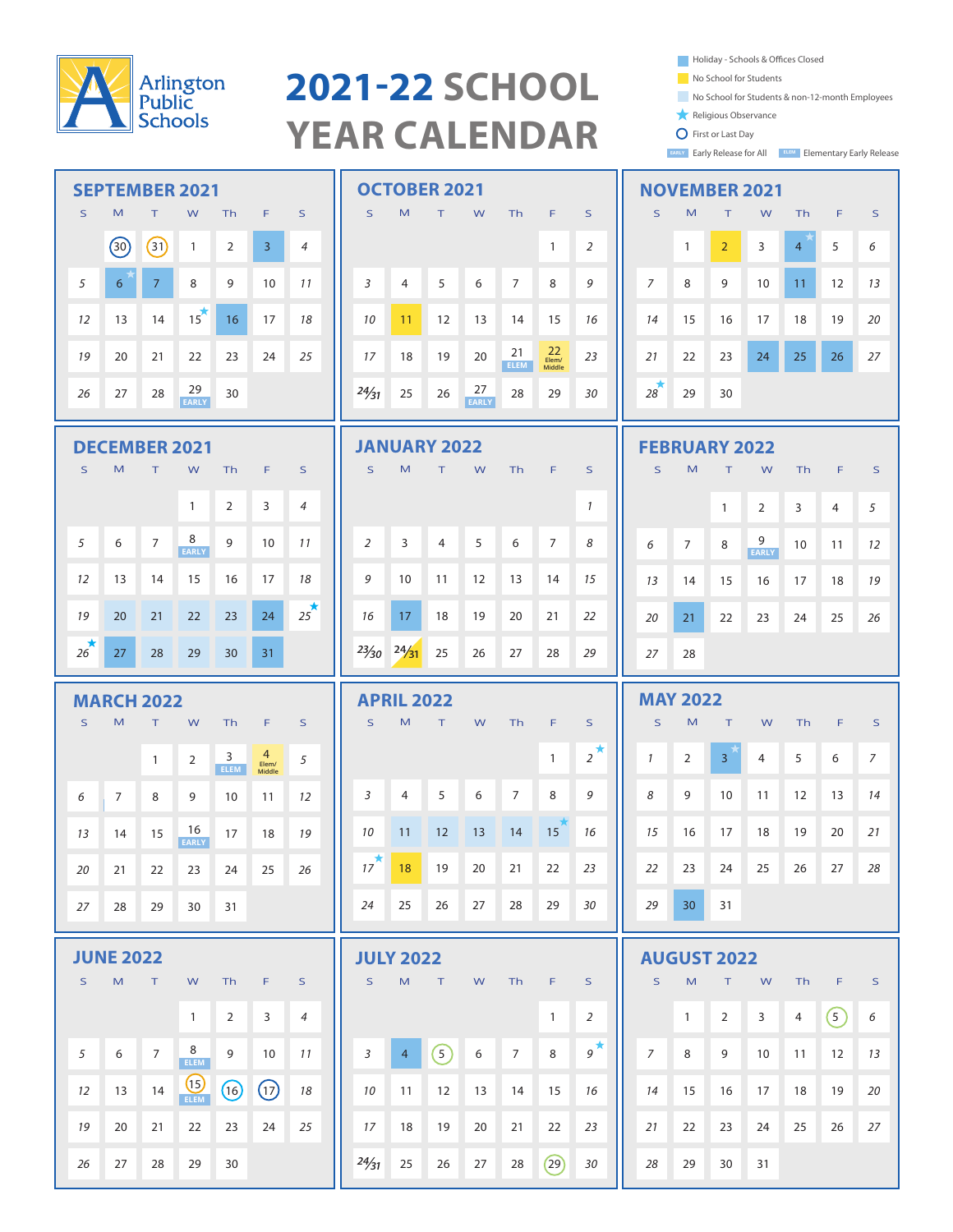# 2021-22 SCHOOL YEAR CALENDAR

Arlington Public Schools

- Holiday - Schools & Offices Closed
- No School for Students
- No School for Students & non-12-month Employees
- ★ Religious Observance
- ○ First or Last Day
- EARLY Early Release for All
- ELEM Elementary Early Release

## SEPTEMBER 2021

| S | M | T | W | Th | F | S |
|---|---|---|---|---|---|---|
| | 30 (First Day) | 31 (First Day) | 1 | 2 | 3 (Holiday) | 4 |
| 5 | 6 (Holiday) ★ | 7 (Holiday) | 8 | 9 | 10 | 11 |
| 12 | 13 | 14 | 15 ★ | 16 (Holiday) | 17 | 18 |
| 19 | 20 | 21 | 22 | 23 | 24 | 25 |
| 26 | 27 | 28 | 29 EARLY | 30 | | |

## OCTOBER 2021

| S | M | T | W | Th | F | S |
|---|---|---|---|---|---|---|
| | | | | | 1 | 2 |
| 3 | 4 | 5 | 6 | 7 | 8 | 9 |
| 10 | 11 (No School for Students) | 12 | 13 | 14 | 15 | 16 |
| 17 | 18 | 19 | 20 | 21 ELEM | 22 Elem/Middle | 23 |
| 24/31 | 25 | 26 | 27 EARLY | 28 | 29 | 30 |

## NOVEMBER 2021

| S | M | T | W | Th | F | S |
|---|---|---|---|---|---|---|
| | 1 | 2 (No School for Students) | 3 | 4 (Holiday) ★ | 5 | 6 |
| 7 | 8 | 9 | 10 | 11 (Holiday) | 12 | 13 |
| 14 | 15 | 16 | 17 | 18 | 19 | 20 |
| 21 | 22 | 23 | 24 (Holiday) | 25 (Holiday) | 26 (Holiday) | 27 |
| 28 ★ | 29 | 30 | | | | |

## DECEMBER 2021

| S | M | T | W | Th | F | S |
|---|---|---|---|---|---|---|
| | | | 1 | 2 | 3 | 4 |
| 5 | 6 | 7 | 8 EARLY | 9 | 10 | 11 |
| 12 | 13 | 14 | 15 | 16 | 17 | 18 |
| 19 | 20 (No School for Students & non-12-month Employees) | 21 (No School for Students & non-12-month Employees) | 22 (No School for Students & non-12-month Employees) | 23 (No School for Students & non-12-month Employees) | 24 (Holiday) | 25 ★ |
| 26 ★ | 27 (Holiday) | 28 (No School for Students & non-12-month Employees) | 29 (No School for Students & non-12-month Employees) | 30 (No School for Students & non-12-month Employees) | 31 (Holiday) | |

## JANUARY 2022

| S | M | T | W | Th | F | S |
|---|---|---|---|---|---|---|
| | | | | | | 1 |
| 2 | 3 | 4 | 5 | 6 | 7 | 8 |
| 9 | 10 | 11 | 12 | 13 | 14 | 15 |
| 16 | 17 (Holiday) | 18 | 19 | 20 | 21 | 22 |
| 23/30 | 24/31 (No School for Students) | 25 | 26 | 27 | 28 | 29 |

## FEBRUARY 2022

| S | M | T | W | Th | F | S |
|---|---|---|---|---|---|---|
| | | 1 | 2 | 3 | 4 | 5 |
| 6 | 7 | 8 | 9 EARLY | 10 | 11 | 12 |
| 13 | 14 | 15 | 16 | 17 | 18 | 19 |
| 20 | 21 (Holiday) | 22 | 23 | 24 | 25 | 26 |
| 27 | 28 | | | | | |

## MARCH 2022

| S | M | T | W | Th | F | S |
|---|---|---|---|---|---|---|
| | | 1 | 2 | 3 ELEM | 4 Elem/Middle | 5 |
| 6 | 7 | 8 | 9 | 10 | 11 | 12 |
| 13 | 14 | 15 | 16 EARLY | 17 | 18 | 19 |
| 20 | 21 | 22 | 23 | 24 | 25 | 26 |
| 27 | 28 | 29 | 30 | 31 | | |

## APRIL 2022

| S | M | T | W | Th | F | S |
|---|---|---|---|---|---|---|
| | | | | | 1 | 2 ★ |
| 3 | 4 | 5 | 6 | 7 | 8 | 9 |
| 10 | 11 (No School for Students & non-12-month Employees) | 12 (No School for Students & non-12-month Employees) | 13 (No School for Students & non-12-month Employees) | 14 (No School for Students & non-12-month Employees) | 15 (No School for Students & non-12-month Employees) ★ | 16 |
| 17 ★ | 18 (No School for Students) | 19 | 20 | 21 | 22 | 23 |
| 24 | 25 | 26 | 27 | 28 | 29 | 30 |

## MAY 2022

| S | M | T | W | Th | F | S |
|---|---|---|---|---|---|---|
| 1 | 2 | 3 (Holiday) ★ | 4 | 5 | 6 | 7 |
| 8 | 9 | 10 | 11 | 12 | 13 | 14 |
| 15 | 16 | 17 | 18 | 19 | 20 | 21 |
| 22 | 23 | 24 | 25 | 26 | 27 | 28 |
| 29 | 30 (Holiday) | 31 | | | | |

## JUNE 2022

| S | M | T | W | Th | F | S |
|---|---|---|---|---|---|---|
| | | | 1 | 2 | 3 | 4 |
| 5 | 6 | 7 | 8 ELEM | 9 | 10 | 11 |
| 12 | 13 | 14 | 15 (Last Day) ELEM | 16 (Last Day) | 17 (Last Day) | 18 |
| 19 | 20 | 21 | 22 | 23 | 24 | 25 |
| 26 | 27 | 28 | 29 | 30 | | |

## JULY 2022

| S | M | T | W | Th | F | S |
|---|---|---|---|---|---|---|
| | | | | | 1 | 2 |
| 3 | 4 (Holiday) | 5 (First Day) | 6 | 7 | 8 | 9 ★ |
| 10 | 11 | 12 | 13 | 14 | 15 | 16 |
| 17 | 18 | 19 | 20 | 21 | 22 | 23 |
| 24/31 | 25 | 26 | 27 | 28 | 29 (Last Day) | 30 |

## AUGUST 2022

| S | M | T | W | Th | F | S |
|---|---|---|---|---|---|---|
| | 1 | 2 | 3 | 4 | 5 (First Day) | 6 |
| 7 | 8 | 9 | 10 | 11 | 12 | 13 |
| 14 | 15 | 16 | 17 | 18 | 19 | 20 |
| 21 | 22 | 23 | 24 | 25 | 26 | 27 |
| 28 | 29 | 30 | 31 | | | |